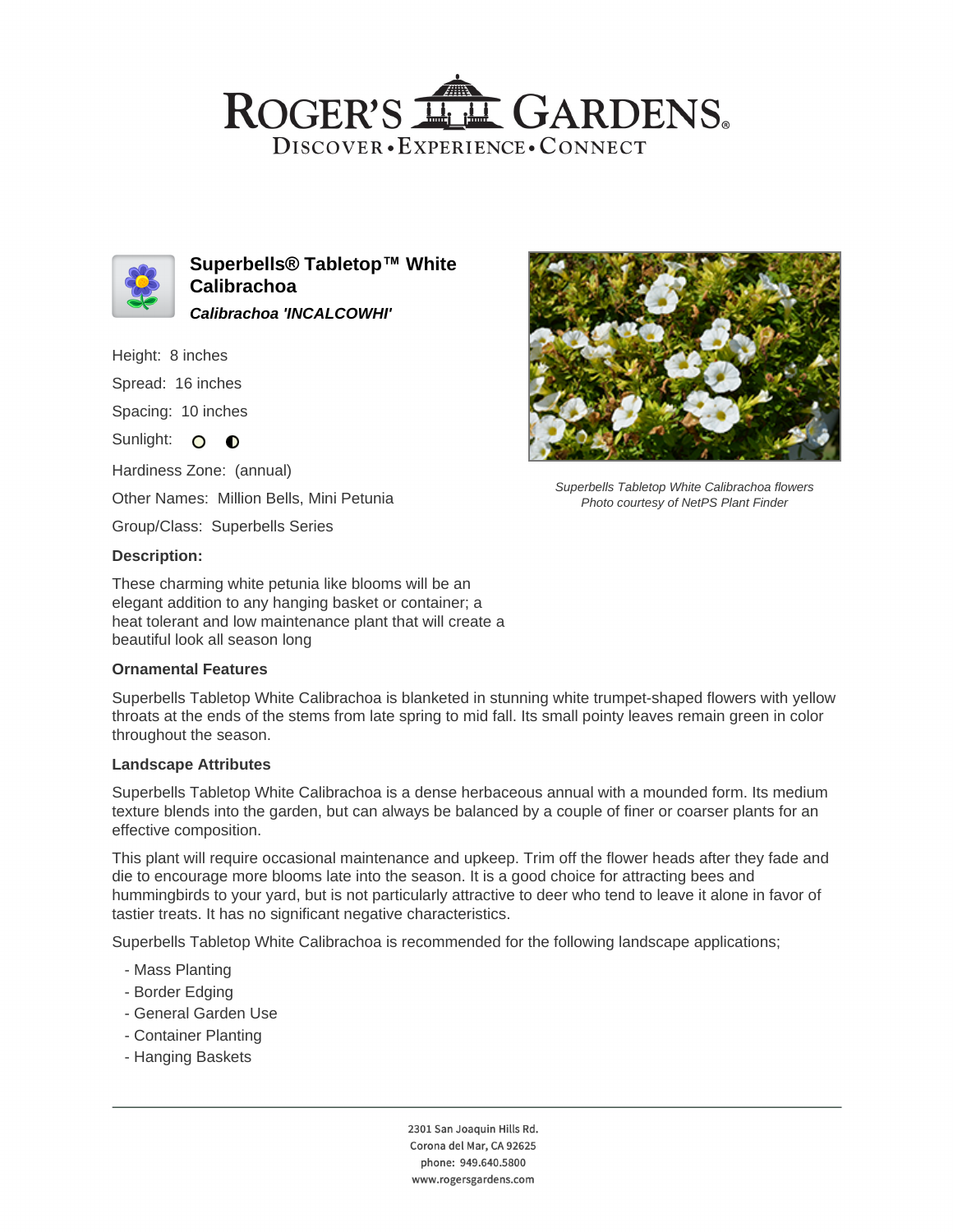# Superbells® Tabletop™ White Calibrachoa

***Calibrachoa 'INCALCOWHI'***

Height: 8 inches

Spread: 16 inches

Spacing: 10 inches

Sunlight:

Hardiness Zone: (annual)

Other Names: Million Bells, Mini Petunia

Group/Class: Superbells Series

*Superbells Tabletop White Calibrachoa flowers*
*Photo courtesy of NetPS Plant Finder*

### Description:

These charming white petunia like blooms will be an elegant addition to any hanging basket or container; a heat tolerant and low maintenance plant that will create a beautiful look all season long

### Ornamental Features

Superbells Tabletop White Calibrachoa is blanketed in stunning white trumpet-shaped flowers with yellow throats at the ends of the stems from late spring to mid fall. Its small pointy leaves remain green in color throughout the season.

### Landscape Attributes

Superbells Tabletop White Calibrachoa is a dense herbaceous annual with a mounded form. Its medium texture blends into the garden, but can always be balanced by a couple of finer or coarser plants for an effective composition.

This plant will require occasional maintenance and upkeep. Trim off the flower heads after they fade and die to encourage more blooms late into the season. It is a good choice for attracting bees and hummingbirds to your yard, but is not particularly attractive to deer who tend to leave it alone in favor of tastier treats. It has no significant negative characteristics.

Superbells Tabletop White Calibrachoa is recommended for the following landscape applications;

- Mass Planting
- Border Edging
- General Garden Use
- Container Planting
- Hanging Baskets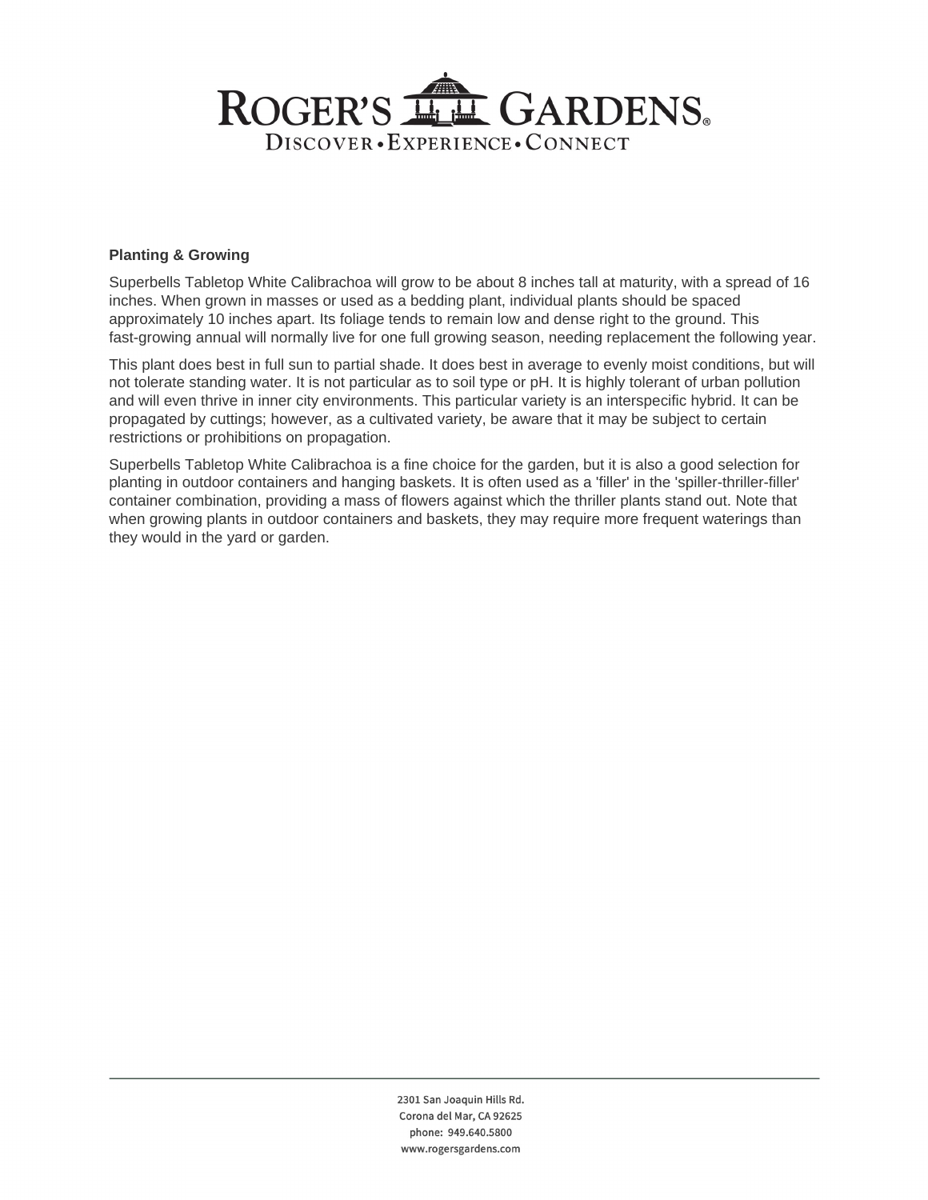**Planting & Growing**

Superbells Tabletop White Calibrachoa will grow to be about 8 inches tall at maturity, with a spread of 16 inches. When grown in masses or used as a bedding plant, individual plants should be spaced approximately 10 inches apart. Its foliage tends to remain low and dense right to the ground. This fast-growing annual will normally live for one full growing season, needing replacement the following year.

This plant does best in full sun to partial shade. It does best in average to evenly moist conditions, but will not tolerate standing water. It is not particular as to soil type or pH. It is highly tolerant of urban pollution and will even thrive in inner city environments. This particular variety is an interspecific hybrid. It can be propagated by cuttings; however, as a cultivated variety, be aware that it may be subject to certain restrictions or prohibitions on propagation.

Superbells Tabletop White Calibrachoa is a fine choice for the garden, but it is also a good selection for planting in outdoor containers and hanging baskets. It is often used as a 'filler' in the 'spiller-thriller-filler' container combination, providing a mass of flowers against which the thriller plants stand out. Note that when growing plants in outdoor containers and baskets, they may require more frequent waterings than they would in the yard or garden.